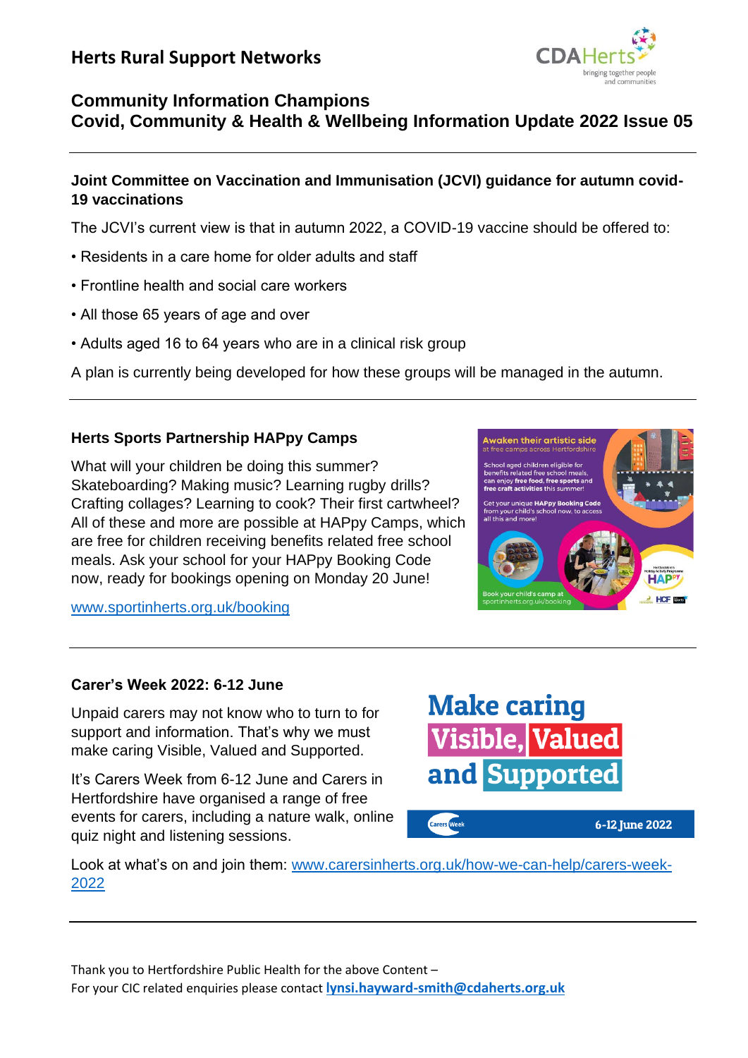# Herts Rural Support Networks

## Community Information Champions
## Covid, Community & Health & Wellbeing Information Update 2022 Issue 05

---

### Joint Committee on Vaccination and Immunisation (JCVI) guidance for autumn covid-19 vaccinations

The JCVI's current view is that in autumn 2022, a COVID-19 vaccine should be offered to:

- Residents in a care home for older adults and staff
- Frontline health and social care workers
- All those 65 years of age and over
- Adults aged 16 to 64 years who are in a clinical risk group

A plan is currently being developed for how these groups will be managed in the autumn.

---

### Herts Sports Partnership HAPpy Camps

What will your children be doing this summer? Skateboarding? Making music? Learning rugby drills? Crafting collages? Learning to cook? Their first cartwheel? All of these and more are possible at HAPpy Camps, which are free for children receiving benefits related free school meals. Ask your school for your HAPpy Booking Code now, ready for bookings opening on Monday 20 June!

[www.sportinherts.org.uk/booking](www.sportinherts.org.uk/booking)

---

### Carer's Week 2022: 6-12 June

Unpaid carers may not know who to turn to for support and information. That's why we must make caring Visible, Valued and Supported.

It's Carers Week from 6-12 June and Carers in Hertfordshire have organised a range of free events for carers, including a nature walk, online quiz night and listening sessions.

Look at what's on and join them: [www.carersinherts.org.uk/how-we-can-help/carers-week-2022](www.carersinherts.org.uk/how-we-can-help/carers-week-2022)

---

Thank you to Hertfordshire Public Health for the above Content –
For your CIC related enquiries please contact **lynsi.hayward-smith@cdaherts.org.uk**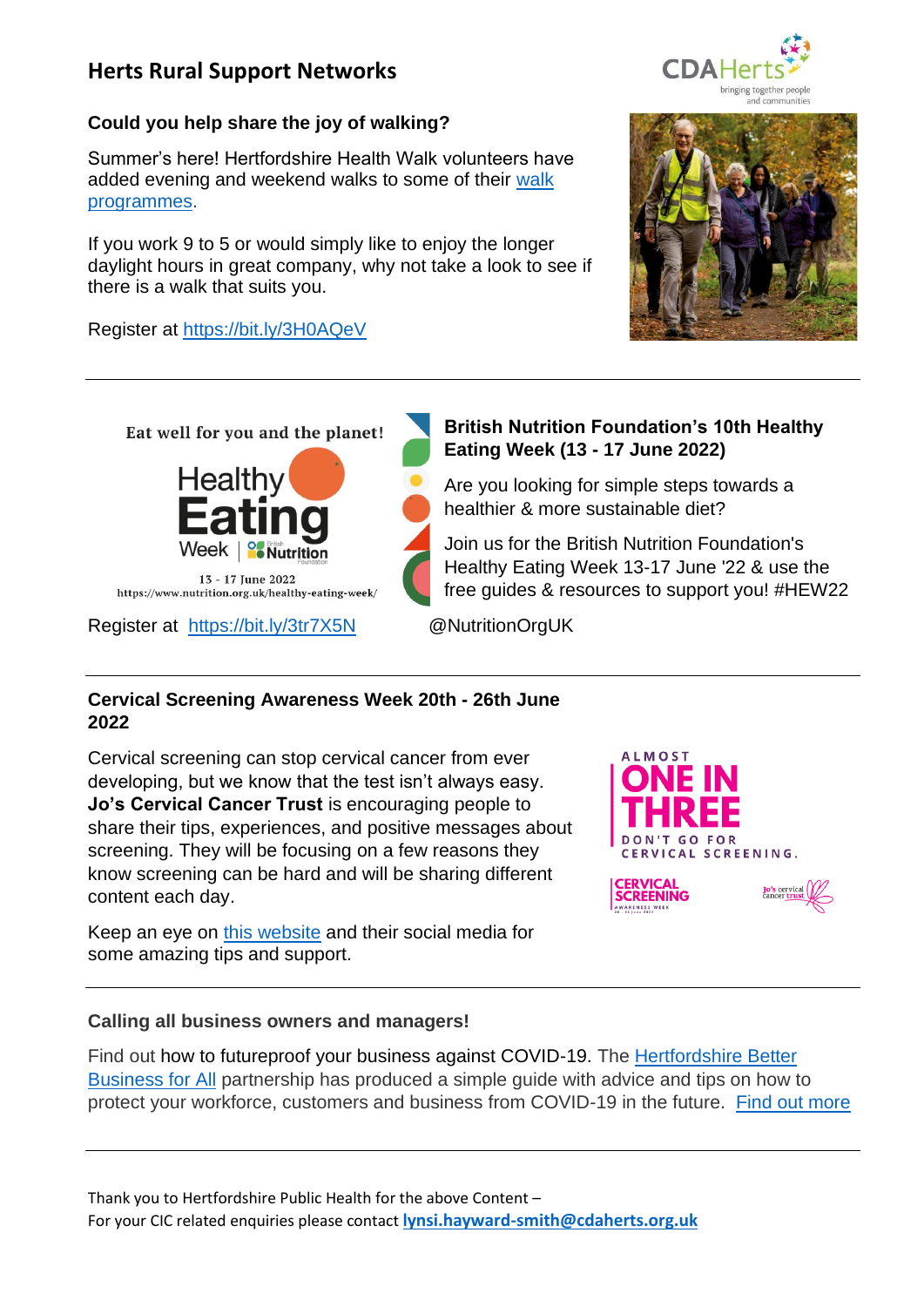# Herts Rural Support Networks

### Could you help share the joy of walking?

Summer's here! Hertfordshire Health Walk volunteers have added evening and weekend walks to some of their walk programmes.

If you work 9 to 5 or would simply like to enjoy the longer daylight hours in great company, why not take a look to see if there is a walk that suits you.

Register at https://bit.ly/3H0AQeV

---

Eat well for you and the planet!

Healthy Eating Week | British Nutrition Foundation

13 - 17 June 2022

https://www.nutrition.org.uk/healthy-eating-week/

Register at https://bit.ly/3tr7X5N

### British Nutrition Foundation's 10th Healthy Eating Week (13 - 17 June 2022)

Are you looking for simple steps towards a healthier & more sustainable diet?

Join us for the British Nutrition Foundation's Healthy Eating Week 13-17 June '22 & use the free guides & resources to support you! #HEW22

@NutritionOrgUK

---

### Cervical Screening Awareness Week 20th - 26th June 2022

Cervical screening can stop cervical cancer from ever developing, but we know that the test isn't always easy. **Jo's Cervical Cancer Trust** is encouraging people to share their tips, experiences, and positive messages about screening. They will be focusing on a few reasons they know screening can be hard and will be sharing different content each day.

Keep an eye on this website and their social media for some amazing tips and support.

ALMOST ONE IN THREE DON'T GO FOR CERVICAL SCREENING.

CERVICAL SCREENING AWARENESS WEEK

Jo's cervical cancer trust

---

### Calling all business owners and managers!

Find out how to futureproof your business against COVID-19. The Hertfordshire Better Business for All partnership has produced a simple guide with advice and tips on how to protect your workforce, customers and business from COVID-19 in the future. Find out more

---

Thank you to Hertfordshire Public Health for the above Content –
For your CIC related enquiries please contact **lynsi.hayward-smith@cdaherts.org.uk**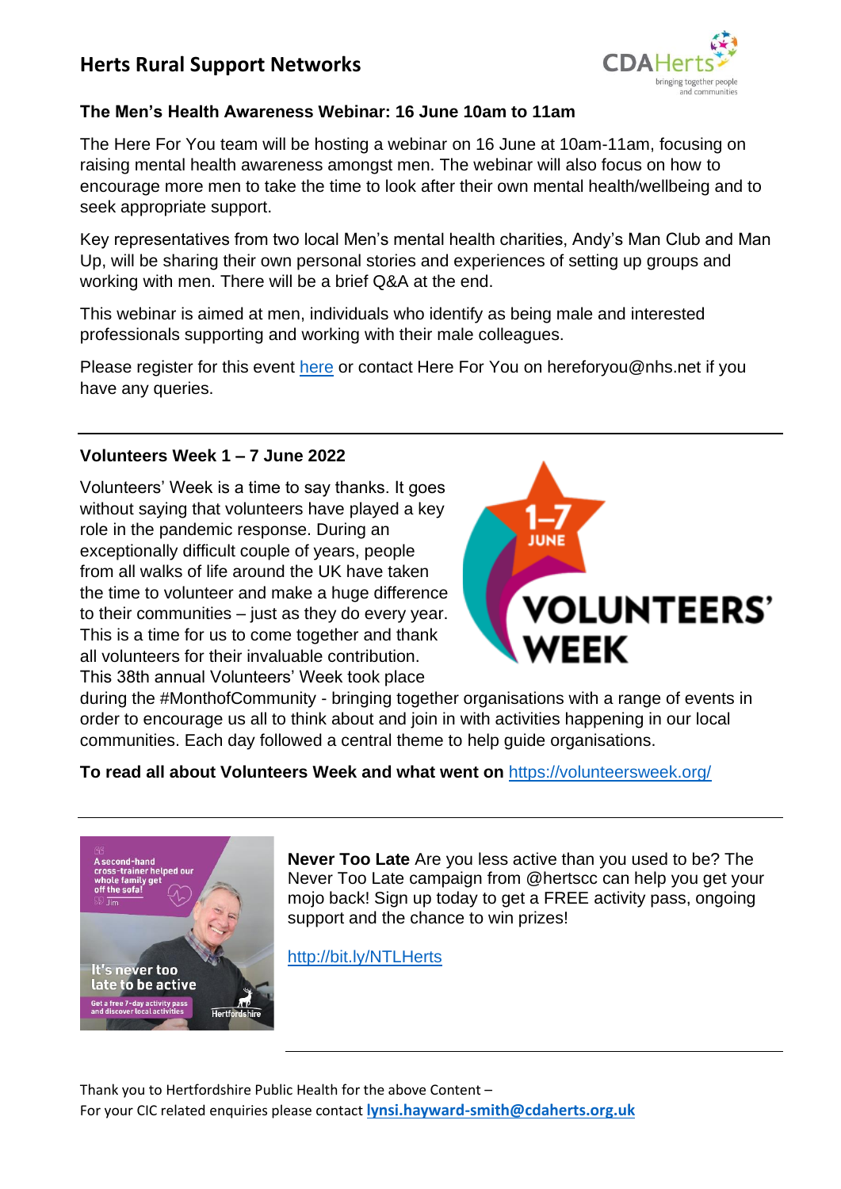# Herts Rural Support Networks

### The Men's Health Awareness Webinar: 16 June 10am to 11am

The Here For You team will be hosting a webinar on 16 June at 10am-11am, focusing on raising mental health awareness amongst men. The webinar will also focus on how to encourage more men to take the time to look after their own mental health/wellbeing and to seek appropriate support.

Key representatives from two local Men's mental health charities, Andy's Man Club and Man Up, will be sharing their own personal stories and experiences of setting up groups and working with men. There will be a brief Q&A at the end.

This webinar is aimed at men, individuals who identify as being male and interested professionals supporting and working with their male colleagues.

Please register for this event here or contact Here For You on hereforyou@nhs.net if you have any queries.

---

### Volunteers Week 1 – 7 June 2022

Volunteers' Week is a time to say thanks. It goes without saying that volunteers have played a key role in the pandemic response. During an exceptionally difficult couple of years, people from all walks of life around the UK have taken the time to volunteer and make a huge difference to their communities – just as they do every year. This is a time for us to come together and thank all volunteers for their invaluable contribution. This 38th annual Volunteers' Week took place during the #MonthofCommunity - bringing together organisations with a range of events in order to encourage us all to think about and join in with activities happening in our local communities. Each day followed a central theme to help guide organisations.

**To read all about Volunteers Week and what went on** https://volunteersweek.org/

---

**Never Too Late** Are you less active than you used to be? The Never Too Late campaign from @hertscc can help you get your mojo back! Sign up today to get a FREE activity pass, ongoing support and the chance to win prizes!

http://bit.ly/NTLHerts

---

Thank you to Hertfordshire Public Health for the above Content –
For your CIC related enquiries please contact **lynsi.hayward-smith@cdaherts.org.uk**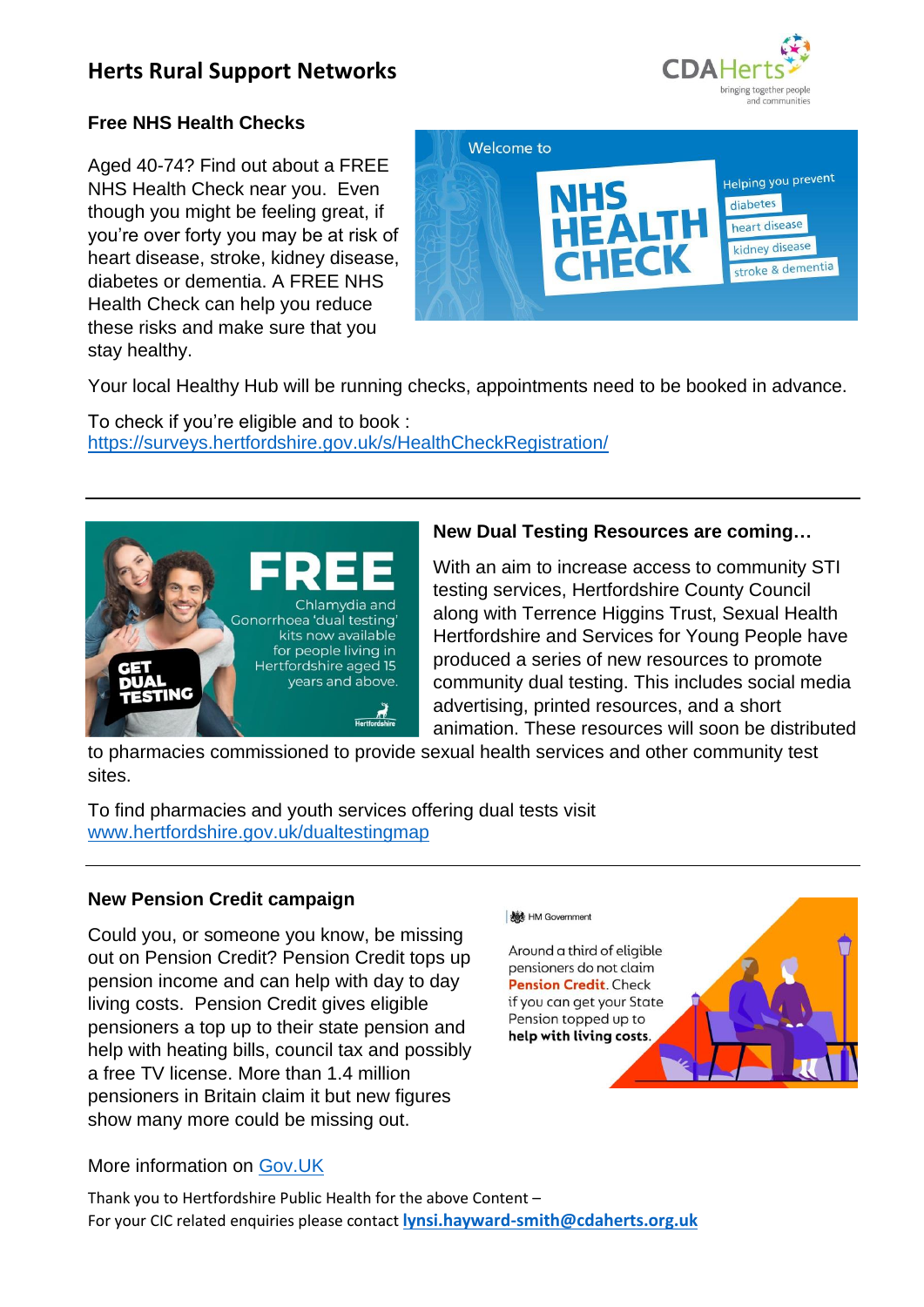# Herts Rural Support Networks

## Free NHS Health Checks

Aged 40-74? Find out about a FREE NHS Health Check near you. Even though you might be feeling great, if you're over forty you may be at risk of heart disease, stroke, kidney disease, diabetes or dementia. A FREE NHS Health Check can help you reduce these risks and make sure that you stay healthy.

Your local Healthy Hub will be running checks, appointments need to be booked in advance.

To check if you're eligible and to book :
https://surveys.hertfordshire.gov.uk/s/HealthCheckRegistration/

---

## New Dual Testing Resources are coming…

With an aim to increase access to community STI testing services, Hertfordshire County Council along with Terrence Higgins Trust, Sexual Health Hertfordshire and Services for Young People have produced a series of new resources to promote community dual testing. This includes social media advertising, printed resources, and a short animation. These resources will soon be distributed to pharmacies commissioned to provide sexual health services and other community test sites.

To find pharmacies and youth services offering dual tests visit www.hertfordshire.gov.uk/dualtestingmap

---

## New Pension Credit campaign

Could you, or someone you know, be missing out on Pension Credit? Pension Credit tops up pension income and can help with day to day living costs. Pension Credit gives eligible pensioners a top up to their state pension and help with heating bills, council tax and possibly a free TV license. More than 1.4 million pensioners in Britain claim it but new figures show many more could be missing out.

More information on Gov.UK

Thank you to Hertfordshire Public Health for the above Content –
For your CIC related enquiries please contact **lynsi.hayward-smith@cdaherts.org.uk**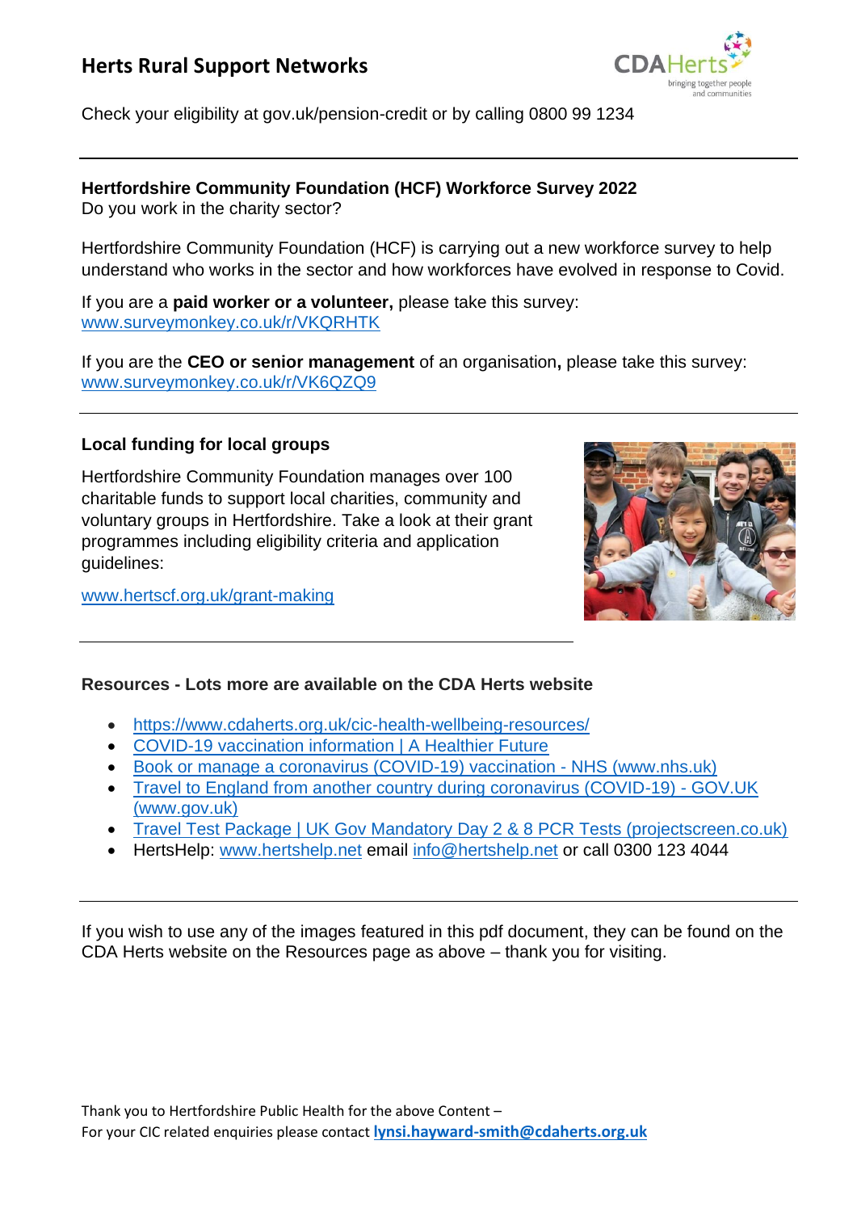Check your eligibility at gov.uk/pension-credit or by calling 0800 99 1234

---

**Hertfordshire Community Foundation (HCF) Workforce Survey 2022**
Do you work in the charity sector?

Hertfordshire Community Foundation (HCF) is carrying out a new workforce survey to help understand who works in the sector and how workforces have evolved in response to Covid.

If you are a **paid worker or a volunteer,** please take this survey:
www.surveymonkey.co.uk/r/VKQRHTK

If you are the **CEO or senior management** of an organisation**,** please take this survey:
www.surveymonkey.co.uk/r/VK6QZQ9

---

**Local funding for local groups**

Hertfordshire Community Foundation manages over 100 charitable funds to support local charities, community and voluntary groups in Hertfordshire. Take a look at their grant programmes including eligibility criteria and application guidelines:

www.hertscf.org.uk/grant-making

---

**Resources - Lots more are available on the CDA Herts website**

- https://www.cdaherts.org.uk/cic-health-wellbeing-resources/
- COVID-19 vaccination information | A Healthier Future
- Book or manage a coronavirus (COVID-19) vaccination - NHS (www.nhs.uk)
- Travel to England from another country during coronavirus (COVID-19) - GOV.UK (www.gov.uk)
- Travel Test Package | UK Gov Mandatory Day 2 & 8 PCR Tests (projectscreen.co.uk)
- HertsHelp: www.hertshelp.net email info@hertshelp.net or call 0300 123 4044

---

If you wish to use any of the images featured in this pdf document, they can be found on the CDA Herts website on the Resources page as above – thank you for visiting.

Thank you to Hertfordshire Public Health for the above Content –
For your CIC related enquiries please contact **lynsi.hayward-smith@cdaherts.org.uk**